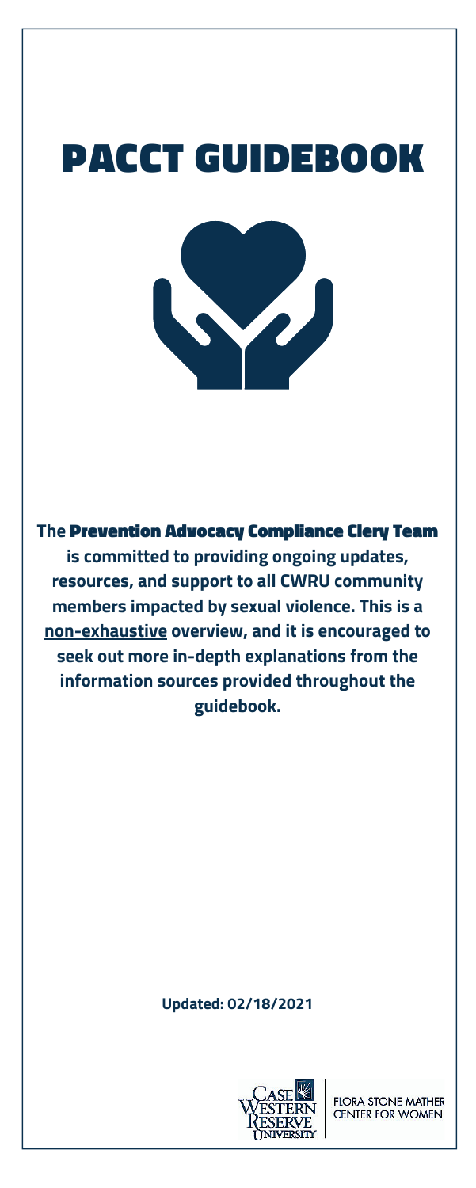# PACCT GUIDEBOOK

**The Prevention Advocacy Compliance Clery Team is committed to providing ongoing updates, resources, and support to all CWRU community members impacted by sexual violence. This is a non-exhaustive overview, and it is encouraged to seek out more in-depth explanations from the information sources provided throughout the guidebook.**

**Updated: 02/18/2021**

CASE WESTERN RESERVE UNIVERSITY | FLORA STONE MATHER CENTER FOR WOMEN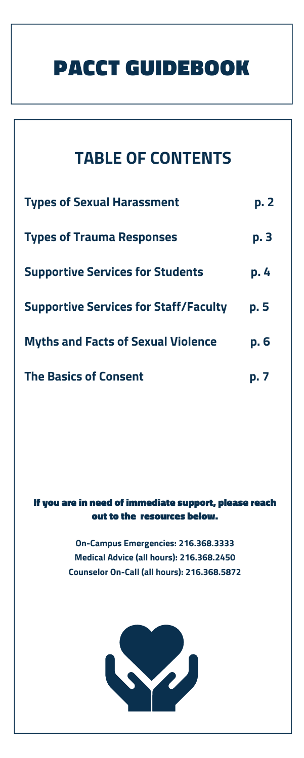# PACCT GUIDEBOOK

## TABLE OF CONTENTS

| | |
|---|---|
| **Types of Sexual Harassment** | **p. 2** |
| **Types of Trauma Responses** | **p. 3** |
| **Supportive Services for Students** | **p. 4** |
| **Supportive Services for Staff/Faculty** | **p. 5** |
| **Myths and Facts of Sexual Violence** | **p. 6** |
| **The Basics of Consent** | **p. 7** |

**If you are in need of immediate support, please reach out to the resources below.**

**On-Campus Emergencies: 216.368.3333**
**Medical Advice (all hours): 216.368.2450**
**Counselor On-Call (all hours): 216.368.5872**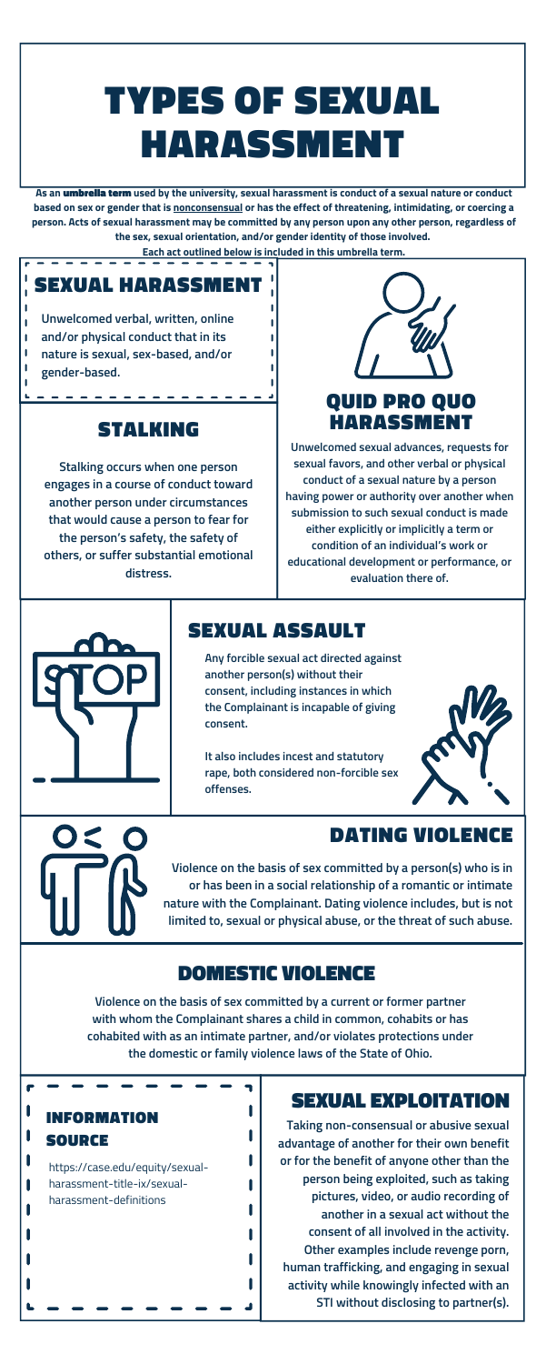# TYPES OF SEXUAL HARASSMENT

**As an umbrella term used by the university, sexual harassment is conduct of a sexual nature or conduct based on sex or gender that is nonconsensual or has the effect of threatening, intimidating, or coercing a person. Acts of sexual harassment may be committed by any person upon any other person, regardless of the sex, sexual orientation, and/or gender identity of those involved.**

**Each act outlined below is included in this umbrella term.**

## SEXUAL HARASSMENT

**Unwelcomed verbal, written, online and/or physical conduct that in its nature is sexual, sex-based, and/or gender-based.**

## STALKING

**Stalking occurs when one person engages in a course of conduct toward another person under circumstances that would cause a person to fear for the person's safety, the safety of others, or suffer substantial emotional distress.**

## QUID PRO QUO HARASSMENT

**Unwelcomed sexual advances, requests for sexual favors, and other verbal or physical conduct of a sexual nature by a person having power or authority over another when submission to such sexual conduct is made either explicitly or implicitly a term or condition of an individual's work or educational development or performance, or evaluation there of.**

## SEXUAL ASSAULT

**Any forcible sexual act directed against another person(s) without their consent, including instances in which the Complainant is incapable of giving consent.**

**It also includes incest and statutory rape, both considered non-forcible sex offenses.**

## DATING VIOLENCE

**Violence on the basis of sex committed by a person(s) who is in or has been in a social relationship of a romantic or intimate nature with the Complainant. Dating violence includes, but is not limited to, sexual or physical abuse, or the threat of such abuse.**

## DOMESTIC VIOLENCE

**Violence on the basis of sex committed by a current or former partner with whom the Complainant shares a child in common, cohabits or has cohabited with as an intimate partner, and/or violates protections under the domestic or family violence laws of the State of Ohio.**

## INFORMATION SOURCE

https://case.edu/equity/sexual-harassment-title-ix/sexual-harassment-definitions

## SEXUAL EXPLOITATION

**Taking non-consensual or abusive sexual advantage of another for their own benefit or for the benefit of anyone other than the person being exploited, such as taking pictures, video, or audio recording of another in a sexual act without the consent of all involved in the activity. Other examples include revenge porn, human trafficking, and engaging in sexual activity while knowingly infected with an STI without disclosing to partner(s).**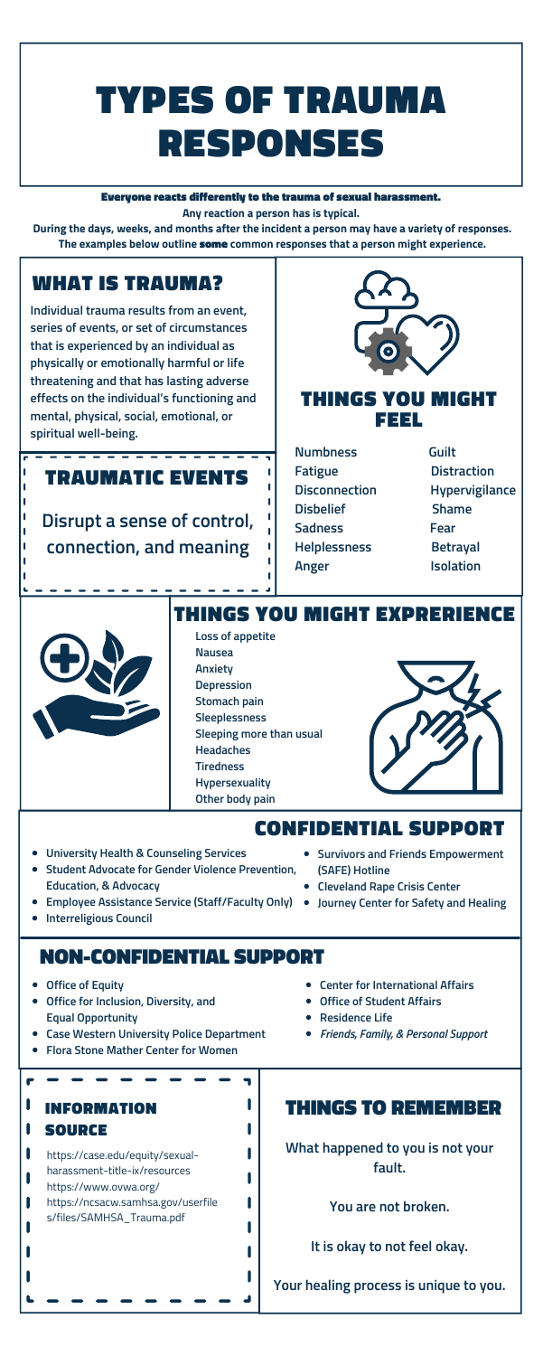# TYPES OF TRAUMA RESPONSES

**Everyone reacts differently to the trauma of sexual harassment.**
**Any reaction a person has is typical.**
**During the days, weeks, and months after the incident a person may have a variety of responses. The examples below outline some common responses that a person might experience.**

## WHAT IS TRAUMA?

**Individual trauma results from an event, series of events, or set of circumstances that is experienced by an individual as physically or emotionally harmful or life threatening and that has lasting adverse effects on the individual's functioning and mental, physical, social, emotional, or spiritual well-being.**

## TRAUMATIC EVENTS

**Disrupt a sense of control, connection, and meaning**

## THINGS YOU MIGHT FEEL

- **Numbness**
- **Fatigue**
- **Disconnection**
- **Disbelief**
- **Sadness**
- **Helplessness**
- **Anger**
- **Guilt**
- **Distraction**
- **Hypervigilance**
- **Shame**
- **Fear**
- **Betrayal**
- **Isolation**

## THINGS YOU MIGHT EXPRERIENCE

- **Loss of appetite**
- **Nausea**
- **Anxiety**
- **Depression**
- **Stomach pain**
- **Sleeplessness**
- **Sleeping more than usual**
- **Headaches**
- **Tiredness**
- **Hypersexuality**
- **Other body pain**

## CONFIDENTIAL SUPPORT

- **University Health & Counseling Services**
- **Student Advocate for Gender Violence Prevention, Education, & Advocacy**
- **Employee Assistance Service (Staff/Faculty Only)**
- **Interreligious Council**
- **Survivors and Friends Empowerment (SAFE) Hotline**
- **Cleveland Rape Crisis Center**
- **Journey Center for Safety and Healing**

## NON-CONFIDENTIAL SUPPORT

- **Office of Equity**
- **Office for Inclusion, Diversity, and Equal Opportunity**
- **Case Western University Police Department**
- **Flora Stone Mather Center for Women**
- **Center for International Affairs**
- **Office of Student Affairs**
- **Residence Life**
- ***Friends, Family, & Personal Support***

## INFORMATION SOURCE

https://case.edu/equity/sexual-harassment-title-ix/resources
https://www.ovwa.org/
https://ncsacw.samhsa.gov/userfiles/files/SAMHSA_Trauma.pdf

## THINGS TO REMEMBER

**What happened to you is not your fault.**

**You are not broken.**

**It is okay to not feel okay.**

**Your healing process is unique to you.**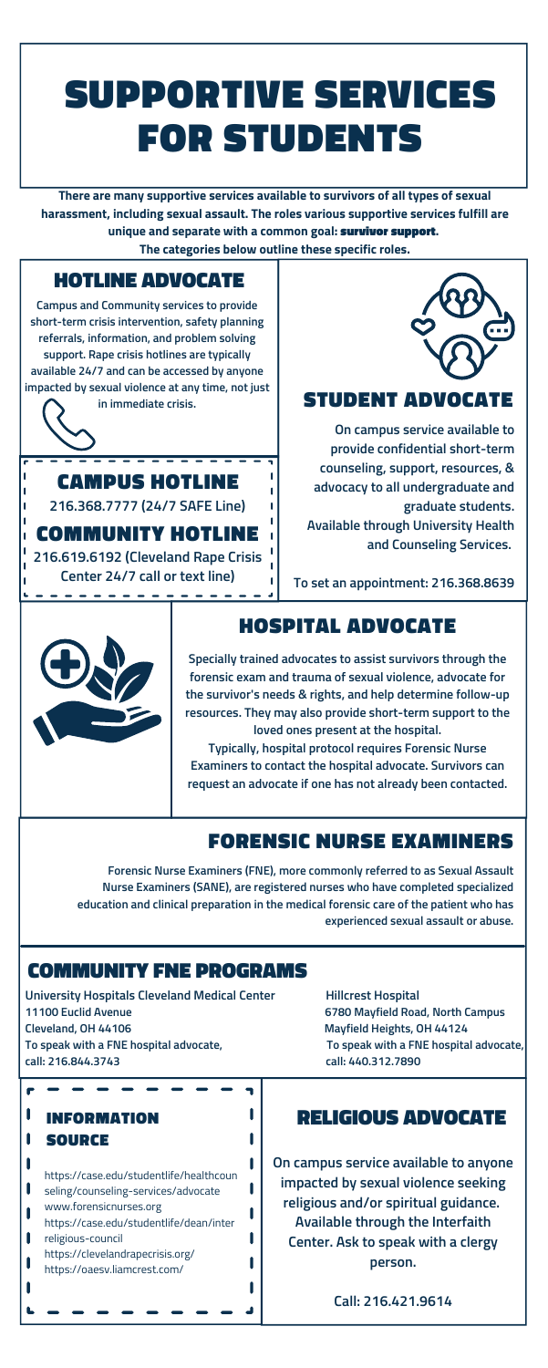# SUPPORTIVE SERVICES FOR STUDENTS

**There are many supportive services available to survivors of all types of sexual harassment, including sexual assault. The roles various supportive services fulfill are unique and separate with a common goal: survivor support. The categories below outline these specific roles.**

## HOTLINE ADVOCATE

**Campus and Community services to provide short-term crisis intervention, safety planning referrals, information, and problem solving support. Rape crisis hotlines are typically available 24/7 and can be accessed by anyone impacted by sexual violence at any time, not just in immediate crisis.**

### CAMPUS HOTLINE

**216.368.7777 (24/7 SAFE Line)**

### COMMUNITY HOTLINE

**216.619.6192 (Cleveland Rape Crisis Center 24/7 call or text line)**

## STUDENT ADVOCATE

**On campus service available to provide confidential short-term counseling, support, resources, & advocacy to all undergraduate and graduate students. Available through University Health and Counseling Services.**

**To set an appointment: 216.368.8639**

## HOSPITAL ADVOCATE

**Specially trained advocates to assist survivors through the forensic exam and trauma of sexual violence, advocate for the survivor's needs & rights, and help determine follow-up resources. They may also provide short-term support to the loved ones present at the hospital.**

**Typically, hospital protocol requires Forensic Nurse Examiners to contact the hospital advocate. Survivors can request an advocate if one has not already been contacted.**

## FORENSIC NURSE EXAMINERS

**Forensic Nurse Examiners (FNE), more commonly referred to as Sexual Assault Nurse Examiners (SANE), are registered nurses who have completed specialized education and clinical preparation in the medical forensic care of the patient who has experienced sexual assault or abuse.**

## COMMUNITY FNE PROGRAMS

**University Hospitals Cleveland Medical Center**
**11100 Euclid Avenue**
**Cleveland, OH 44106**
**To speak with a FNE hospital advocate, call: 216.844.3743**

**Hillcrest Hospital**
**6780 Mayfield Road, North Campus**
**Mayfield Heights, OH 44124**
**To speak with a FNE hospital advocate, call: 440.312.7890**

### INFORMATION SOURCE

- https://case.edu/studentlife/healthcounseling/counseling-services/advocate
- www.forensicnurses.org
- https://case.edu/studentlife/dean/interreligious-council
- https://clevelandrapecrisis.org/
- https://oaesv.liamcrest.com/

## RELIGIOUS ADVOCATE

**On campus service available to anyone impacted by sexual violence seeking religious and/or spiritual guidance. Available through the Interfaith Center. Ask to speak with a clergy person.**

**Call: 216.421.9614**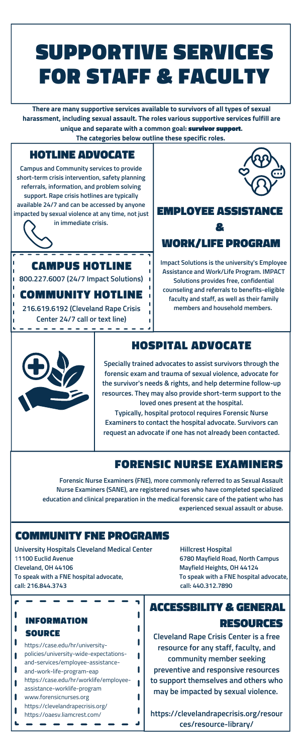# SUPPORTIVE SERVICES FOR STAFF & FACULTY

**There are many supportive services available to survivors of all types of sexual harassment, including sexual assault. The roles various supportive services fulfill are unique and separate with a common goal: survivor support. The categories below outline these specific roles.**

## HOTLINE ADVOCATE

Campus and Community services to provide short-term crisis intervention, safety planning referrals, information, and problem solving support. Rape crisis hotlines are typically available 24/7 and can be accessed by anyone impacted by sexual violence at any time, not just in immediate crisis.

### CAMPUS HOTLINE

800.227.6007 (24/7 Impact Solutions)

### COMMUNITY HOTLINE

216.619.6192 (Cleveland Rape Crisis Center 24/7 call or text line)

## EMPLOYEE ASSISTANCE & WORK/LIFE PROGRAM

Impact Solutions is the university's Employee Assistance and Work/Life Program. IMPACT Solutions provides free, confidential counseling and referrals to benefits-eligible faculty and staff, as well as their family members and household members.

## HOSPITAL ADVOCATE

Specially trained advocates to assist survivors through the forensic exam and trauma of sexual violence, advocate for the survivor's needs & rights, and help determine follow-up resources. They may also provide short-term support to the loved ones present at the hospital.

Typically, hospital protocol requires Forensic Nurse Examiners to contact the hospital advocate. Survivors can request an advocate if one has not already been contacted.

## FORENSIC NURSE EXAMINERS

Forensic Nurse Examiners (FNE), more commonly referred to as Sexual Assault Nurse Examiners (SANE), are registered nurses who have completed specialized education and clinical preparation in the medical forensic care of the patient who has experienced sexual assault or abuse.

## COMMUNITY FNE PROGRAMS

**University Hospitals Cleveland Medical Center**
11100 Euclid Avenue
Cleveland, OH 44106
To speak with a FNE hospital advocate,
call: 216.844.3743

**Hillcrest Hospital**
6780 Mayfield Road, North Campus
Mayfield Heights, OH 44124
To speak with a FNE hospital advocate,
call: 440.312.7890

### INFORMATION SOURCE

- https://case.edu/hr/university-policies/university-wide-expectations-and-services/employee-assistance-and-work-life-program-eap
- https://case.edu/hr/worklife/employee-assistance-worklife-program
- www.forensicnurses.org
- https://clevelandrapecrisis.org/
- https://oaesv.liamcrest.com/

## ACCESSBILITY & GENERAL RESOURCES

Cleveland Rape Crisis Center is a free resource for any staff, faculty, and community member seeking preventive and responsive resources to support themselves and others who may be impacted by sexual violence.

https://clevelandrapecrisis.org/resources/resource-library/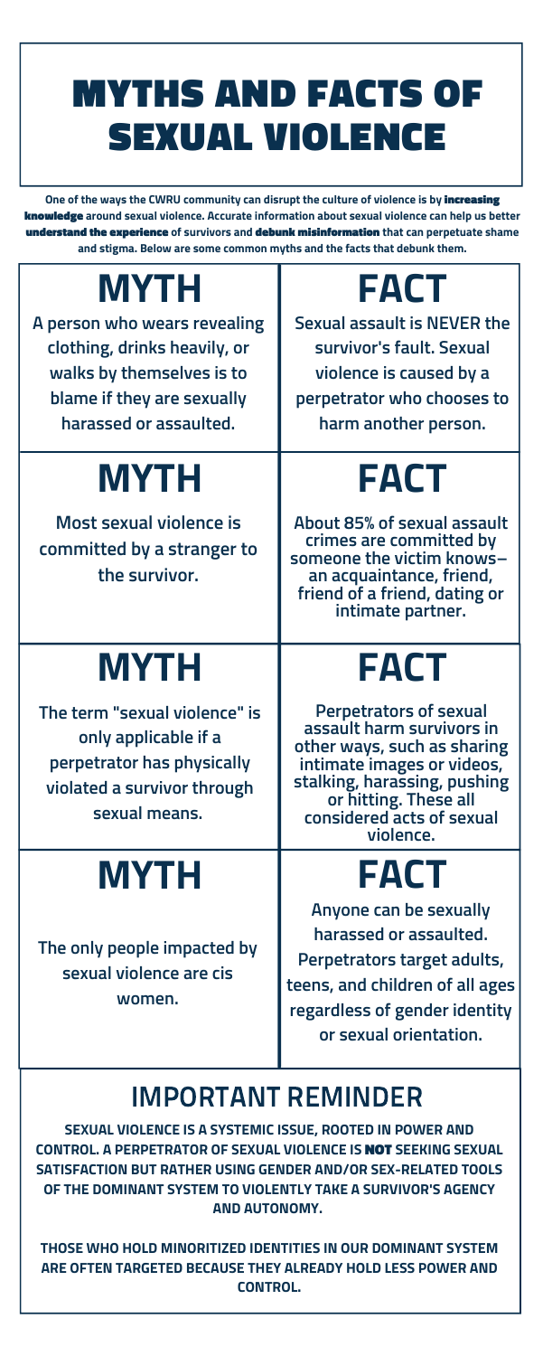# MYTHS AND FACTS OF SEXUAL VIOLENCE

One of the ways the CWRU community can disrupt the culture of violence is by **increasing knowledge** around sexual violence. Accurate information about sexual violence can help us better **understand the experience** of survivors and **debunk misinformation** that can perpetuate shame and stigma. Below are some common myths and the facts that debunk them.

| MYTH | FACT |
| --- | --- |
| A person who wears revealing clothing, drinks heavily, or walks by themselves is to blame if they are sexually harassed or assaulted. | Sexual assault is NEVER the survivor's fault. Sexual violence is caused by a perpetrator who chooses to harm another person. |
| Most sexual violence is committed by a stranger to the survivor. | About 85% of sexual assault crimes are committed by someone the victim knows– an acquaintance, friend, friend of a friend, dating or intimate partner. |
| The term "sexual violence" is only applicable if a perpetrator has physically violated a survivor through sexual means. | Perpetrators of sexual assault harm survivors in other ways, such as sharing intimate images or videos, stalking, harassing, pushing or hitting. These all considered acts of sexual violence. |
| The only people impacted by sexual violence are cis women. | Anyone can be sexually harassed or assaulted. Perpetrators target adults, teens, and children of all ages regardless of gender identity or sexual orientation. |

## IMPORTANT REMINDER

**SEXUAL VIOLENCE IS A SYSTEMIC ISSUE, ROOTED IN POWER AND CONTROL. A PERPETRATOR OF SEXUAL VIOLENCE IS NOT SEEKING SEXUAL SATISFACTION BUT RATHER USING GENDER AND/OR SEX-RELATED TOOLS OF THE DOMINANT SYSTEM TO VIOLENTLY TAKE A SURVIVOR'S AGENCY AND AUTONOMY.**

**THOSE WHO HOLD MINORITIZED IDENTITIES IN OUR DOMINANT SYSTEM ARE OFTEN TARGETED BECAUSE THEY ALREADY HOLD LESS POWER AND CONTROL.**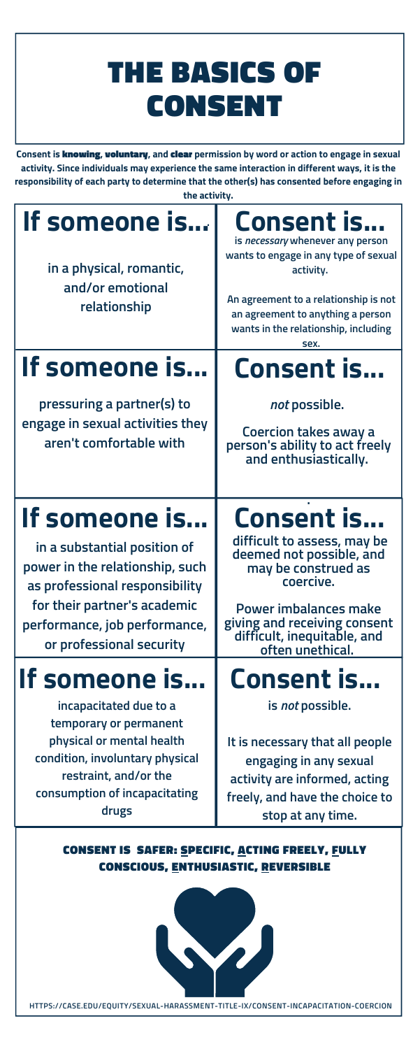# THE BASICS OF CONSENT

**Consent is knowing, voluntary, and clear permission by word or action to engage in sexual activity. Since individuals may experience the same interaction in different ways, it is the responsibility of each party to determine that the other(s) has consented before engaging in the activity.**

| If someone is... | Consent is... |
| --- | --- |
| in a physical, romantic, and/or emotional relationship | is *necessary* whenever any person wants to engage in any type of sexual activity. An agreement to a relationship is not an agreement to anything a person wants in the relationship, including sex. |
| pressuring a partner(s) to engage in sexual activities they aren't comfortable with | *not* possible. Coercion takes away a person's ability to act freely and enthusiastically. |
| in a substantial position of power in the relationship, such as professional responsibility for their partner's academic performance, job performance, or professional security | difficult to assess, may be deemed not possible, and may be construed as coercive. Power imbalances make giving and receiving consent difficult, inequitable, and often unethical. |
| incapacitated due to a temporary or permanent physical or mental health condition, involuntary physical restraint, and/or the consumption of incapacitating drugs | is *not* possible. It is necessary that all people engaging in any sexual activity are informed, acting freely, and have the choice to stop at any time. |

**CONSENT IS SAFER: SPECIFIC, ACTING FREELY, FULLY CONSCIOUS, ENTHUSIASTIC, REVERSIBLE**

HTTPS://CASE.EDU/EQUITY/SEXUAL-HARASSMENT-TITLE-IX/CONSENT-INCAPACITATION-COERCION